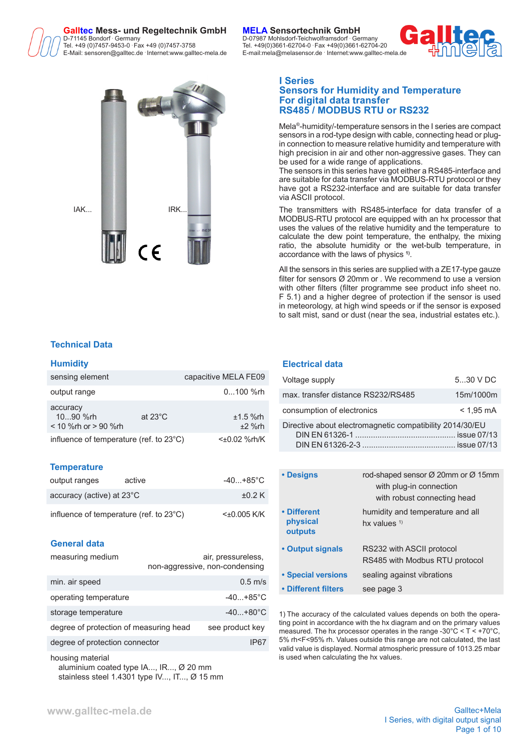**Galltec Mess- und Regeltechnik GmbH**
D-71145 Bondorf · Germany
Tel. +49 (0)7457-9453-0 · Fax +49 (0)7457-3758
E-Mail: sensoren@galltec.de · Internet:www.galltec-mela.de

**MELA Sensortechnik GmbH**
D-07987 Mohlsdorf-Teichwolframsdorf · Germany
Tel. +49(0)3661-62704-0 · Fax +49(0)3661-62704-20
E-mail:mela@melasensor.de · Internet:www.galltec-mela.de

IAK... IRK...

# I Series
## Sensors for Humidity and Temperature
## For digital data transfer
## RS485 / MODBUS RTU or RS232

Mela®-humidity/-temperature sensors in the I series are compact sensors in a rod-type design with cable, connecting head or plug-in connection to measure relative humidity and temperature with high precision in air and other non-aggressive gases. They can be used for a wide range of applications.
The sensors in this series have got either a RS485-interface and are suitable for data transfer via MODBUS-RTU protocol or they have got a RS232-interface and are suitable for data transfer via ASCII protocol.

The transmitters with RS485-interface for data transfer of a MODBUS-RTU protocol are equipped with an hx processor that uses the values of the relative humidity and temperature to calculate the dew point temperature, the enthalpy, the mixing ratio, the absolute humidity or the wet-bulb temperature, in accordance with the laws of physics [1].

All the sensors in this series are supplied with a ZE17-type gauze filter for sensors Ø 20mm or . We recommend to use a version with other filters (filter programme see product info sheet no. F 5.1) and a higher degree of protection if the sensor is used in meteorology, at high wind speeds or if the sensor is exposed to salt mist, sand or dust (near the sea, industrial estates etc.).

## Technical Data

### Humidity

| | |
|---|---|
| sensing element | capacitive MELA FE09 |
| output range | 0...100 %rh |
| accuracy<br>10...90 %rh at 23°C<br>< 10 %rh or > 90 %rh | <br>±1.5 %rh<br>±2 %rh |
| influence of temperature (ref. to 23°C) | <±0.02 %rh/K |

### Temperature

| | |
|---|---|
| output ranges active | -40...+85°C |
| accuracy (active) at 23°C | ±0.2 K |
| influence of temperature (ref. to 23°C) | <±0.005 K/K |

### General data

| | |
|---|---|
| measuring medium | air, pressureless, non-aggressive, non-condensing |
| min. air speed | 0.5 m/s |
| operating temperature | -40...+85°C |
| storage temperature | -40...+80°C |
| degree of protection of measuring head | see product key |
| degree of protection connector | IP67 |
| housing material<br>aluminium coated type IA..., IR..., Ø 20 mm<br>stainless steel 1.4301 type IV..., IT..., Ø 15 mm | |

### Electrical data

| | |
|---|---|
| Voltage supply | 5...30 V DC |
| max. transfer distance RS232/RS485 | 15m/1000m |
| consumption of electronics | < 1,95 mA |
| Directive about electromagnetic compatibility 2014/30/EU<br>DIN EN 61326-1 .......... issue 07/13<br>DIN EN 61326-2-3 .......... issue 07/13 | |

| | |
|---|---|
| **• Designs** | rod-shaped sensor Ø 20mm or Ø 15mm<br>with plug-in connection<br>with robust connecting head |
| **• Different physical outputs** | humidity and temperature and all hx values [1] |
| **• Output signals** | RS232 with ASCII protocol<br>RS485 with Modbus RTU protocol |
| **• Special versions** | sealing against vibrations |
| **• Different filters** | see page 3 |

1) The accuracy of the calculated values depends on both the operating point in accordance with the hx diagram and on the primary values measured. The hx processor operates in the range -30°C < T < +70°C, 5% rh<F<95% rh. Values outside this range are not calculated, the last valid value is displayed. Normal atmospheric pressure of 1013.25 mbar is used when calculating the hx values.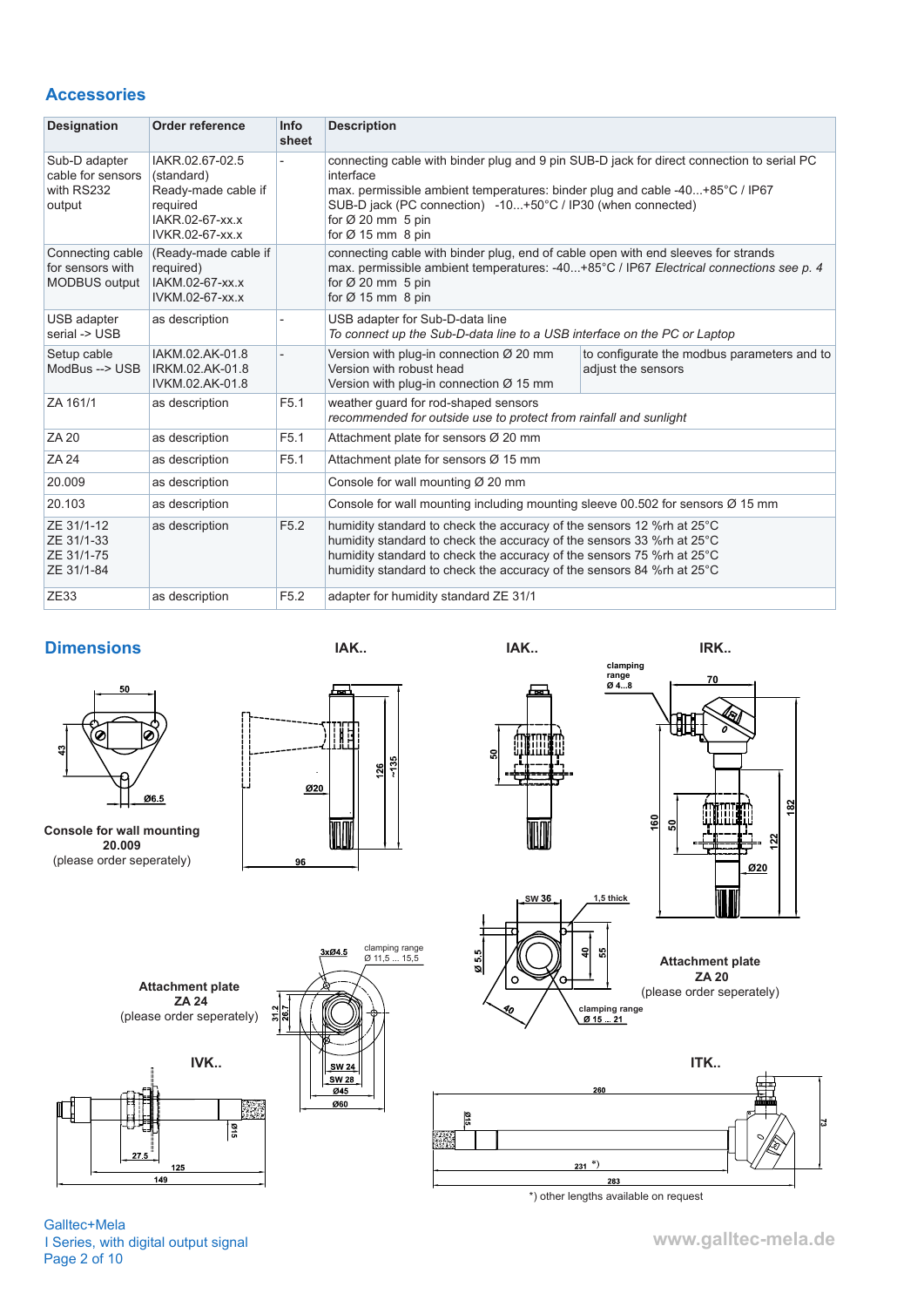## Accessories

| Designation | Order reference | Info sheet | Description |
|---|---|---|---|
| Sub-D adapter cable for sensors with RS232 output | IAKR.02.67-02.5 (standard) Ready-made cable if required IAKR.02-67-xx.x IVKR.02-67-xx.x | - | connecting cable with binder plug and 9 pin SUB-D jack for direct connection to serial PC interface<br>max. permissible ambient temperatures: binder plug and cable -40...+85°C / IP67<br>SUB-D jack (PC connection) -10...+50°C / IP30 (when connected)<br>for Ø 20 mm 5 pin<br>for Ø 15 mm 8 pin |
| Connecting cable for sensors with MODBUS output | (Ready-made cable if required) IAKM.02-67-xx.x IVKM.02-67-xx.x | | connecting cable with binder plug, end of cable open with end sleeves for strands<br>max. permissible ambient temperatures: -40...+85°C / IP67 *Electrical connections see p. 4*<br>for Ø 20 mm 5 pin<br>for Ø 15 mm 8 pin |
| USB adapter serial -> USB | as description | - | USB adapter for Sub-D-data line<br>*To connect up the Sub-D-data line to a USB interface on the PC or Laptop* |
| Setup cable ModBus --> USB | IAKM.02.AK-01.8<br>IRKM.02.AK-01.8<br>IVKM.02.AK-01.8 | - | Version with plug-in connection Ø 20 mm<br>Version with robust head<br>Version with plug-in connection Ø 15 mm<br>— to configurate the modbus parameters and to adjust the sensors |
| ZA 161/1 | as description | F5.1 | weather guard for rod-shaped sensors<br>*recommended for outside use to protect from rainfall and sunlight* |
| ZA 20 | as description | F5.1 | Attachment plate for sensors Ø 20 mm |
| ZA 24 | as description | F5.1 | Attachment plate for sensors Ø 15 mm |
| 20.009 | as description | | Console for wall mounting Ø 20 mm |
| 20.103 | as description | | Console for wall mounting including mounting sleeve 00.502 for sensors Ø 15 mm |
| ZE 31/1-12<br>ZE 31/1-33<br>ZE 31/1-75<br>ZE 31/1-84 | as description | F5.2 | humidity standard to check the accuracy of the sensors 12 %rh at 25°C<br>humidity standard to check the accuracy of the sensors 33 %rh at 25°C<br>humidity standard to check the accuracy of the sensors 75 %rh at 25°C<br>humidity standard to check the accuracy of the sensors 84 %rh at 25°C |
| ZE33 | as description | F5.2 | adapter for humidity standard ZE 31/1 |

## Dimensions

IAK..  IAK..  IRK..

**Console for wall mounting 20.009**
(please order seperately)

**Attachment plate ZA 20**
(please order seperately)

**Attachment plate ZA 24**
(please order seperately)

IVK..  ITK..

*) other lengths available on request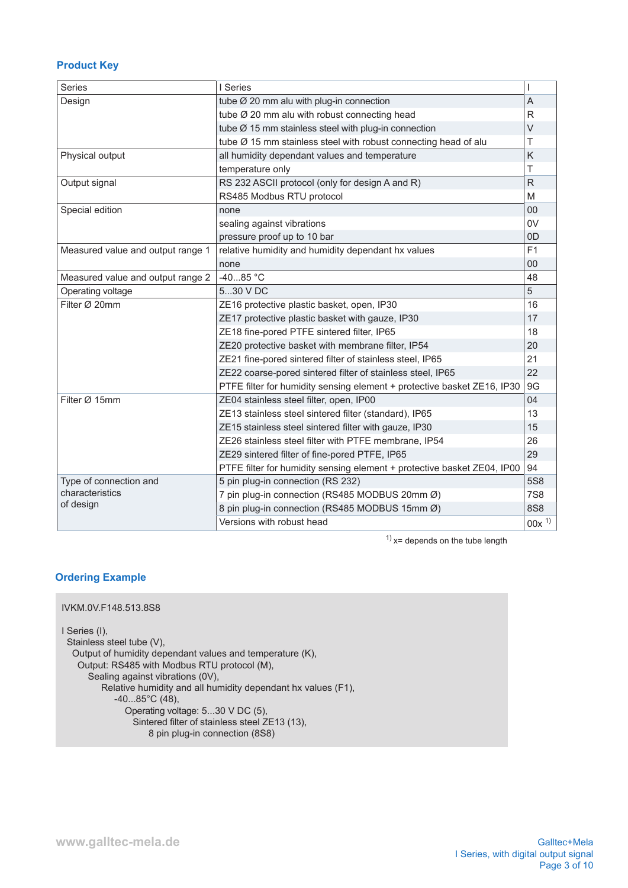## Product Key

| Series | I Series | I |
|---|---|---|
| Design | tube Ø 20 mm alu with plug-in connection | A |
| | tube Ø 20 mm alu with robust connecting head | R |
| | tube Ø 15 mm stainless steel with plug-in connection | V |
| | tube Ø 15 mm stainless steel with robust connecting head of alu | T |
| Physical output | all humidity dependant values and temperature | K |
| | temperature only | T |
| Output signal | RS 232 ASCII protocol (only for design A and R) | R |
| | RS485 Modbus RTU protocol | M |
| Special edition | none | 00 |
| | sealing against vibrations | 0V |
| | pressure proof up to 10 bar | 0D |
| Measured value and output range 1 | relative humidity and humidity dependant hx values | F1 |
| | none | 00 |
| Measured value and output range 2 | -40...85 °C | 48 |
| Operating voltage | 5...30 V DC | 5 |
| Filter Ø 20mm | ZE16 protective plastic basket, open, IP30 | 16 |
| | ZE17 protective plastic basket with gauze, IP30 | 17 |
| | ZE18 fine-pored PTFE sintered filter, IP65 | 18 |
| | ZE20 protective basket with membrane filter, IP54 | 20 |
| | ZE21 fine-pored sintered filter of stainless steel, IP65 | 21 |
| | ZE22 coarse-pored sintered filter of stainless steel, IP65 | 22 |
| | PTFE filter for humidity sensing element + protective basket ZE16, IP30 | 9G |
| Filter Ø 15mm | ZE04 stainless steel filter, open, IP00 | 04 |
| | ZE13 stainless steel sintered filter (standard), IP65 | 13 |
| | ZE15 stainless steel sintered filter with gauze, IP30 | 15 |
| | ZE26 stainless steel filter with PTFE membrane, IP54 | 26 |
| | ZE29 sintered filter of fine-pored PTFE, IP65 | 29 |
| | PTFE filter for humidity sensing element + protective basket ZE04, IP00 | 94 |
| Type of connection and characteristics of design | 5 pin plug-in connection (RS 232) | 5S8 |
| | 7 pin plug-in connection (RS485 MODBUS 20mm Ø) | 7S8 |
| | 8 pin plug-in connection (RS485 MODBUS 15mm Ø) | 8S8 |
| | Versions with robust head | 00x [1] |

[1] x= depends on the tube length

## Ordering Example

IVKM.0V.F148.513.8S8

I Series (I),
Stainless steel tube (V),
Output of humidity dependant values and temperature (K),
Output: RS485 with Modbus RTU protocol (M),
Sealing against vibrations (0V),
Relative humidity and all humidity dependant hx values (F1),
-40...85°C (48),
Operating voltage: 5...30 V DC (5),
Sintered filter of stainless steel ZE13 (13),
8 pin plug-in connection (8S8)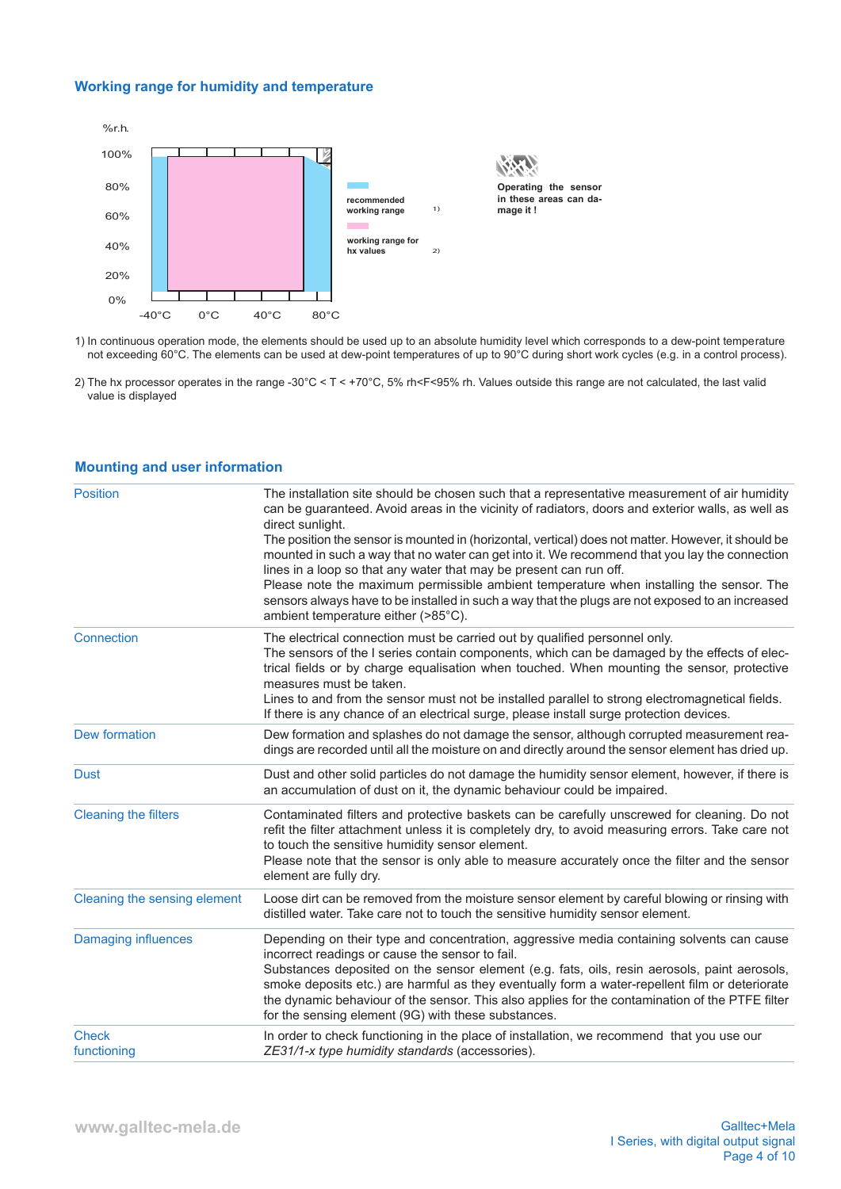## Working range for humidity and temperature

%r.h.

100%
80%
60%
40%
20%
0%

-40°C 0°C 40°C 80°C

recommended working range [1)]

working range for hx values [2)]

Operating the sensor in these areas can damage it !

1) In continuous operation mode, the elements should be used up to an absolute humidity level which corresponds to a dew-point temperature not exceeding 60°C. The elements can be used at dew-point temperatures of up to 90°C during short work cycles (e.g. in a control process).

2) The hx processor operates in the range -30°C < T < +70°C, 5% rh<F<95% rh. Values outside this range are not calculated, the last valid value is displayed

## Mounting and user information

| | |
|---|---|
| Position | The installation site should be chosen such that a representative measurement of air humidity can be guaranteed. Avoid areas in the vicinity of radiators, doors and exterior walls, as well as direct sunlight.<br>The position the sensor is mounted in (horizontal, vertical) does not matter. However, it should be mounted in such a way that no water can get into it. We recommend that you lay the connection lines in a loop so that any water that may be present can run off.<br>Please note the maximum permissible ambient temperature when installing the sensor. The sensors always have to be installed in such a way that the plugs are not exposed to an increased ambient temperature either (>85°C). |
| Connection | The electrical connection must be carried out by qualified personnel only.<br>The sensors of the I series contain components, which can be damaged by the effects of electrical fields or by charge equalisation when touched. When mounting the sensor, protective measures must be taken.<br>Lines to and from the sensor must not be installed parallel to strong electromagnetical fields.<br>If there is any chance of an electrical surge, please install surge protection devices. |
| Dew formation | Dew formation and splashes do not damage the sensor, although corrupted measurement readings are recorded until all the moisture on and directly around the sensor element has dried up. |
| Dust | Dust and other solid particles do not damage the humidity sensor element, however, if there is an accumulation of dust on it, the dynamic behaviour could be impaired. |
| Cleaning the filters | Contaminated filters and protective baskets can be carefully unscrewed for cleaning. Do not refit the filter attachment unless it is completely dry, to avoid measuring errors. Take care not to touch the sensitive humidity sensor element.<br>Please note that the sensor is only able to measure accurately once the filter and the sensor element are fully dry. |
| Cleaning the sensing element | Loose dirt can be removed from the moisture sensor element by careful blowing or rinsing with distilled water. Take care not to touch the sensitive humidity sensor element. |
| Damaging influences | Depending on their type and concentration, aggressive media containing solvents can cause incorrect readings or cause the sensor to fail.<br>Substances deposited on the sensor element (e.g. fats, oils, resin aerosols, paint aerosols, smoke deposits etc.) are harmful as they eventually form a water-repellent film or deteriorate the dynamic behaviour of the sensor. This also applies for the contamination of the PTFE filter for the sensing element (9G) with these substances. |
| Check functioning | In order to check functioning in the place of installation, we recommend that you use our *ZE31/1-x type humidity standards* (accessories). |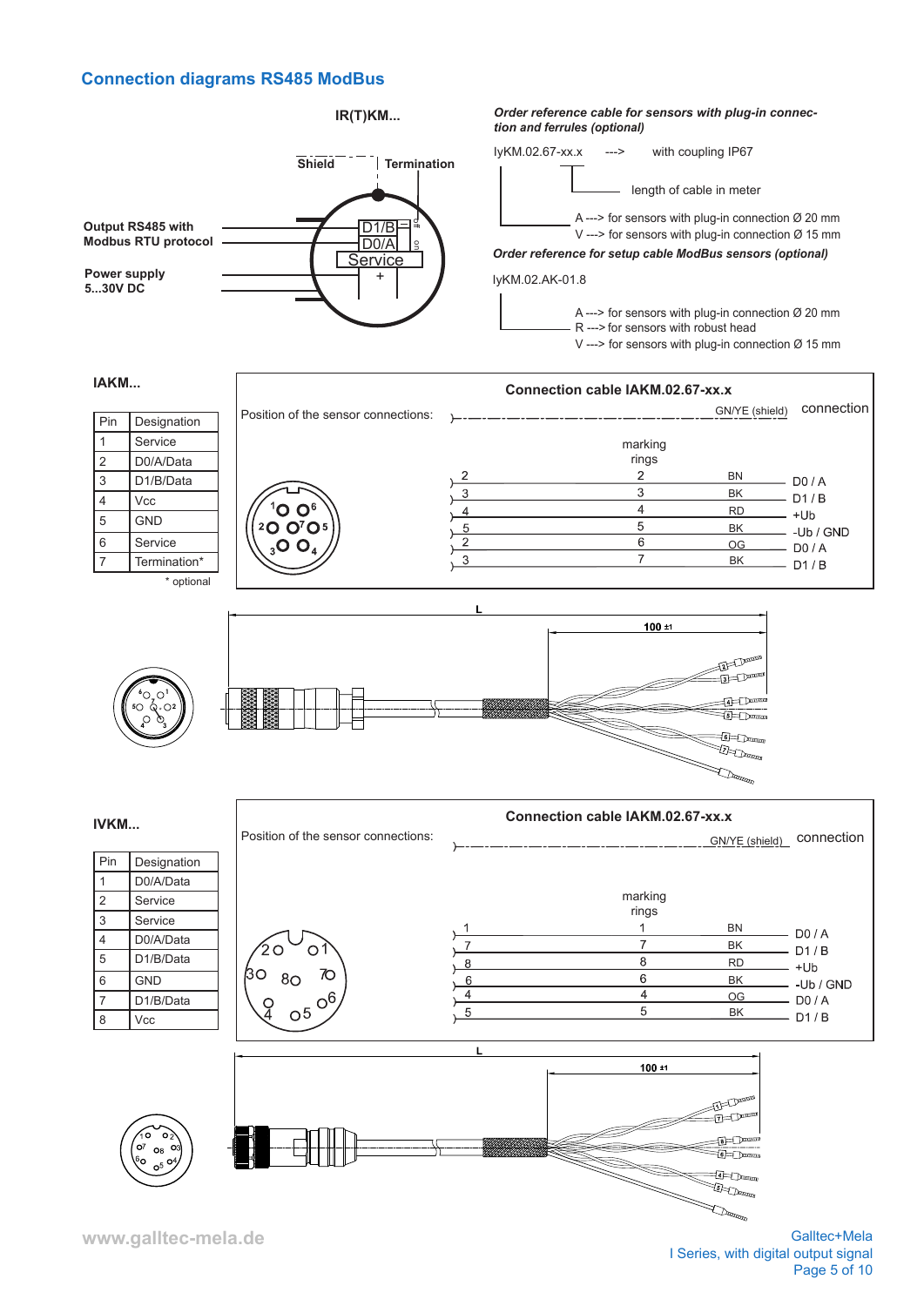## Connection diagrams RS485 ModBus

**IR(T)KM...**

**Shield** | **Termination**

**Output RS485 with Modbus RTU protocol**

**Power supply 5...30V DC**

D1/B
D0/A
Service
+

*Order reference cable for sensors with plug-in connection and ferrules (optional)*

IyKM.02.67-xx.x ---> with coupling IP67

length of cable in meter

A ---> for sensors with plug-in connection Ø 20 mm
V ---> for sensors with plug-in connection Ø 15 mm

*Order reference for setup cable ModBus sensors (optional)*

IyKM.02.AK-01.8

A ---> for sensors with plug-in connection Ø 20 mm
R ---> for sensors with robust head
V ---> for sensors with plug-in connection Ø 15 mm

### IAKM...

| Pin | Designation |
|---|---|
| 1 | Service |
| 2 | D0/A/Data |
| 3 | D1/B/Data |
| 4 | Vcc |
| 5 | GND |
| 6 | Service |
| 7 | Termination* |

\* optional

**Connection cable IAKM.02.67-xx.x**

Position of the sensor connections:

| Pin | marking rings | Color | connection |
|---|---|---|---|
| | | GN/YE (shield) | |
| 2 | 2 | BN | D0 / A |
| 3 | 3 | BK | D1 / B |
| 4 | 4 | RD | +Ub |
| 5 | 5 | BK | -Ub / GND |
| 2 | 6 | OG | D0 / A |
| 3 | 7 | BK | D1 / B |

L

100 ±1

### IVKM...

| Pin | Designation |
|---|---|
| 1 | D0/A/Data |
| 2 | Service |
| 3 | Service |
| 4 | D0/A/Data |
| 5 | D1/B/Data |
| 6 | GND |
| 7 | D1/B/Data |
| 8 | Vcc |

**Connection cable IAKM.02.67-xx.x**

Position of the sensor connections:

| Pin | marking rings | Color | connection |
|---|---|---|---|
| | | GN/YE (shield) | |
| 1 | 1 | BN | D0 / A |
| 7 | 7 | BK | D1 / B |
| 8 | 8 | RD | +Ub |
| 6 | 6 | BK | -Ub / GND |
| 4 | 4 | OG | D0 / A |
| 5 | 5 | BK | D1 / B |

L

100 ±1

www.galltec-mela.de

Galltec+Mela
I Series, with digital output signal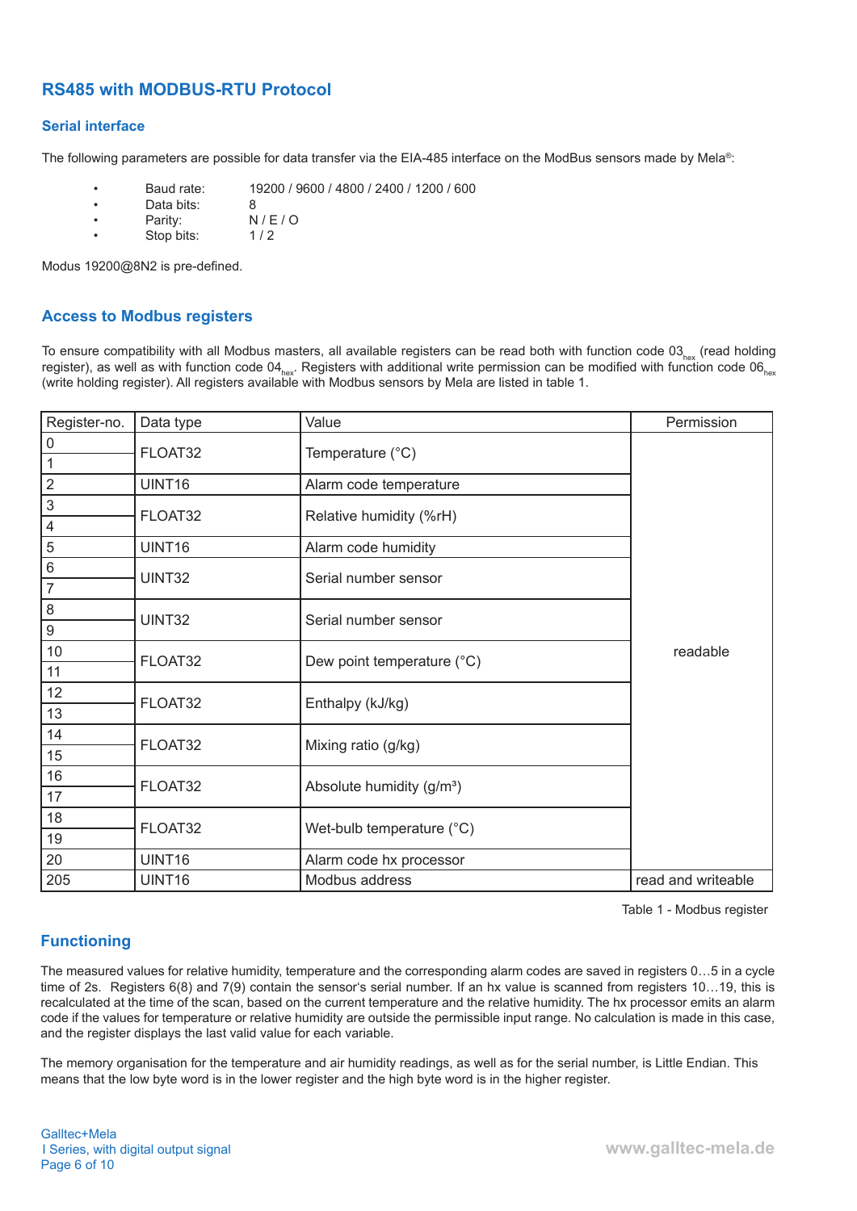## RS485 with MODBUS-RTU Protocol

### Serial interface

The following parameters are possible for data transfer via the EIA-485 interface on the ModBus sensors made by Mela®:

- Baud rate: 19200 / 9600 / 4800 / 2400 / 1200 / 600
- Data bits: 8
- Parity: N / E / O
- Stop bits: 1 / 2

Modus 19200@8N2 is pre-defined.

### Access to Modbus registers

To ensure compatibility with all Modbus masters, all available registers can be read both with function code $03_{hex}$ (read holding register), as well as with function code $04_{hex}$. Registers with additional write permission can be modified with function code $06_{hex}$ (write holding register). All registers available with Modbus sensors by Mela are listed in table 1.

| Register-no. | Data type | Value | Permission |
|---|---|---|---|
| 0 | FLOAT32 | Temperature (°C) | readable |
| 1 | | | |
| 2 | UINT16 | Alarm code temperature | |
| 3 | FLOAT32 | Relative humidity (%rH) | |
| 4 | | | |
| 5 | UINT16 | Alarm code humidity | |
| 6 | UINT32 | Serial number sensor | |
| 7 | | | |
| 8 | UINT32 | Serial number sensor | |
| 9 | | | |
| 10 | FLOAT32 | Dew point temperature (°C) | |
| 11 | | | |
| 12 | FLOAT32 | Enthalpy (kJ/kg) | |
| 13 | | | |
| 14 | FLOAT32 | Mixing ratio (g/kg) | |
| 15 | | | |
| 16 | FLOAT32 | Absolute humidity (g/m³) | |
| 17 | | | |
| 18 | FLOAT32 | Wet-bulb temperature (°C) | |
| 19 | | | |
| 20 | UINT16 | Alarm code hx processor | |
| 205 | UINT16 | Modbus address | read and writeable |

Table 1 - Modbus register

### Functioning

The measured values for relative humidity, temperature and the corresponding alarm codes are saved in registers 0…5 in a cycle time of 2s. Registers 6(8) and 7(9) contain the sensor's serial number. If an hx value is scanned from registers 10…19, this is recalculated at the time of the scan, based on the current temperature and the relative humidity. The hx processor emits an alarm code if the values for temperature or relative humidity are outside the permissible input range. No calculation is made in this case, and the register displays the last valid value for each variable.

The memory organisation for the temperature and air humidity readings, as well as for the serial number, is Little Endian. This means that the low byte word is in the lower register and the high byte word is in the higher register.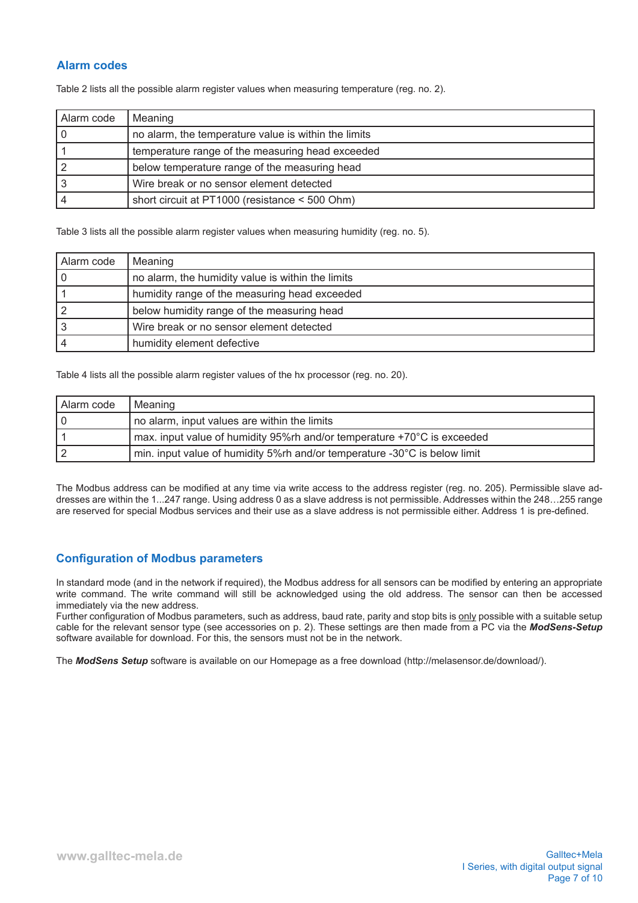## Alarm codes

Table 2 lists all the possible alarm register values when measuring temperature (reg. no. 2).

| Alarm code | Meaning |
|---|---|
| 0 | no alarm, the temperature value is within the limits |
| 1 | temperature range of the measuring head exceeded |
| 2 | below temperature range of the measuring head |
| 3 | Wire break or no sensor element detected |
| 4 | short circuit at PT1000 (resistance < 500 Ohm) |

Table 3 lists all the possible alarm register values when measuring humidity (reg. no. 5).

| Alarm code | Meaning |
|---|---|
| 0 | no alarm, the humidity value is within the limits |
| 1 | humidity range of the measuring head exceeded |
| 2 | below humidity range of the measuring head |
| 3 | Wire break or no sensor element detected |
| 4 | humidity element defective |

Table 4 lists all the possible alarm register values of the hx processor (reg. no. 20).

| Alarm code | Meaning |
|---|---|
| 0 | no alarm, input values are within the limits |
| 1 | max. input value of humidity 95%rh and/or temperature +70°C is exceeded |
| 2 | min. input value of humidity 5%rh and/or temperature -30°C is below limit |

The Modbus address can be modified at any time via write access to the address register (reg. no. 205). Permissible slave addresses are within the 1...247 range. Using address 0 as a slave address is not permissible. Addresses within the 248…255 range are reserved for special Modbus services and their use as a slave address is not permissible either. Address 1 is pre-defined.

## Configuration of Modbus parameters

In standard mode (and in the network if required), the Modbus address for all sensors can be modified by entering an appropriate write command. The write command will still be acknowledged using the old address. The sensor can then be accessed immediately via the new address.
Further configuration of Modbus parameters, such as address, baud rate, parity and stop bits is only possible with a suitable setup cable for the relevant sensor type (see accessories on p. 2). These settings are then made from a PC via the ***ModSens-Setup*** software available for download. For this, the sensors must not be in the network.

The ***ModSens Setup*** software is available on our Homepage as a free download (http://melasensor.de/download/).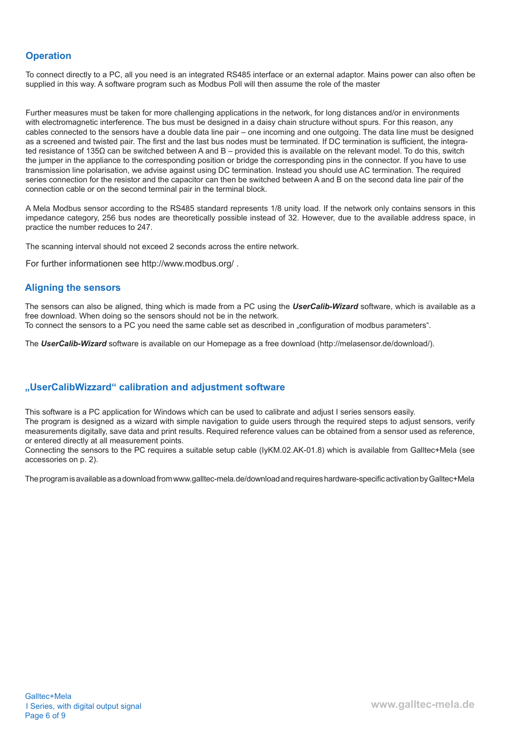## Operation

To connect directly to a PC, all you need is an integrated RS485 interface or an external adaptor. Mains power can also often be supplied in this way. A software program such as Modbus Poll will then assume the role of the master

Further measures must be taken for more challenging applications in the network, for long distances and/or in environments with electromagnetic interference. The bus must be designed in a daisy chain structure without spurs. For this reason, any cables connected to the sensors have a double data line pair – one incoming and one outgoing. The data line must be designed as a screened and twisted pair. The first and the last bus nodes must be terminated. If DC termination is sufficient, the integrated resistance of 135Ω can be switched between A and B – provided this is available on the relevant model. To do this, switch the jumper in the appliance to the corresponding position or bridge the corresponding pins in the connector. If you have to use transmission line polarisation, we advise against using DC termination. Instead you should use AC termination. The required series connection for the resistor and the capacitor can then be switched between A and B on the second data line pair of the connection cable or on the second terminal pair in the terminal block.

A Mela Modbus sensor according to the RS485 standard represents 1/8 unity load. If the network only contains sensors in this impedance category, 256 bus nodes are theoretically possible instead of 32. However, due to the available address space, in practice the number reduces to 247.

The scanning interval should not exceed 2 seconds across the entire network.

For further informationen see http://www.modbus.org/ .

## Aligning the sensors

The sensors can also be aligned, thing which is made from a PC using the ***UserCalib-Wizard*** software, which is available as a free download. When doing so the sensors should not be in the network.
To connect the sensors to a PC you need the same cable set as described in „configuration of modbus parameters“.

The ***UserCalib-Wizard*** software is available on our Homepage as a free download (http://melasensor.de/download/).

## „UserCalibWizzard“ calibration and adjustment software

This software is a PC application for Windows which can be used to calibrate and adjust I series sensors easily.
The program is designed as a wizard with simple navigation to guide users through the required steps to adjust sensors, verify measurements digitally, save data and print results. Required reference values can be obtained from a sensor used as reference, or entered directly at all measurement points.
Connecting the sensors to the PC requires a suitable setup cable (IyKM.02.AK-01.8) which is available from Galltec+Mela (see accessories on p. 2).

The program is available as a download from www.galltec-mela.de/download and requires hardware-specific activation by Galltec+Mela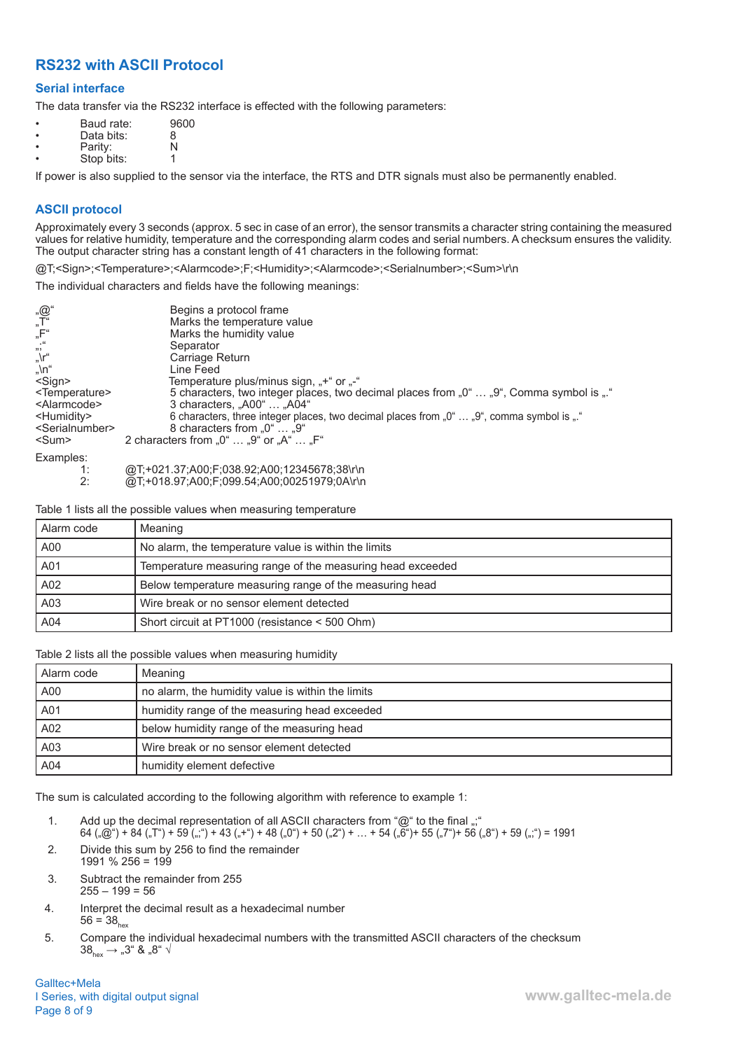## RS232 with ASCII Protocol

### Serial interface

The data transfer via the RS232 interface is effected with the following parameters:

- Baud rate: 9600
- Data bits: 8
- Parity: N
- Stop bits: 1

If power is also supplied to the sensor via the interface, the RTS and DTR signals must also be permanently enabled.

### ASCII protocol

Approximately every 3 seconds (approx. 5 sec in case of an error), the sensor transmits a character string containing the measured values for relative humidity, temperature and the corresponding alarm codes and serial numbers. A checksum ensures the validity. The output character string has a constant length of 41 characters in the following format:

@T;<Sign>;<Temperature>;<Alarmcode>;F;<Humidity>;<Alarmcode>;<Serialnumber>;<Sum>\r\n

The individual characters and fields have the following meanings:

| | |
|---|---|
| „@“ | Begins a protocol frame |
| „T“ | Marks the temperature value |
| „F“ | Marks the humidity value |
| „;“ | Separator |
| „\r“ | Carriage Return |
| „\n“ | Line Feed |
| <Sign> | Temperature plus/minus sign, „+“ or „-“ |
| <Temperature> | 5 characters, two integer places, two decimal places from „0“ … „9“, Comma symbol is „.“ |
| <Alarmcode> | 3 characters, „A00“ … „A04“ |
| <Humidity> | 6 characters, three integer places, two decimal places from „0“ … „9“, comma symbol is „.“ |
| <Serialnumber> | 8 characters from „0“ … „9“ |
| <Sum> | 2 characters from „0“ … „9“ or „A“ … „F“ |

Examples:

1: @T;+021.37;A00;F;038.92;A00;12345678;38\r\n
2: @T;+018.97;A00;F;099.54;A00;00251979;0A\r\n

Table 1 lists all the possible values when measuring temperature

| Alarm code | Meaning |
|---|---|
| A00 | No alarm, the temperature value is within the limits |
| A01 | Temperature measuring range of the measuring head exceeded |
| A02 | Below temperature measuring range of the measuring head |
| A03 | Wire break or no sensor element detected |
| A04 | Short circuit at PT1000 (resistance < 500 Ohm) |

Table 2 lists all the possible values when measuring humidity

| Alarm code | Meaning |
|---|---|
| A00 | no alarm, the humidity value is within the limits |
| A01 | humidity range of the measuring head exceeded |
| A02 | below humidity range of the measuring head |
| A03 | Wire break or no sensor element detected |
| A04 | humidity element defective |

The sum is calculated according to the following algorithm with reference to example 1:

1. Add up the decimal representation of all ASCII characters from “@“ to the final „;“
   64 („@“) + 84 („T“) + 59 („;“) + 43 („+“) + 48 („0“) + 50 („2“) + … + 54 („6“)+ 55 („7“)+ 56 („8“) + 59 („;“) = 1991
2. Divide this sum by 256 to find the remainder
   1991 % 256 = 199
3. Subtract the remainder from 255
   255 – 199 = 56
4. Interpret the decimal result as a hexadecimal number
   $56 = 38_{hex}$
5. Compare the individual hexadecimal numbers with the transmitted ASCII characters of the checksum
   $38_{hex}$ → „3“ & „8“ √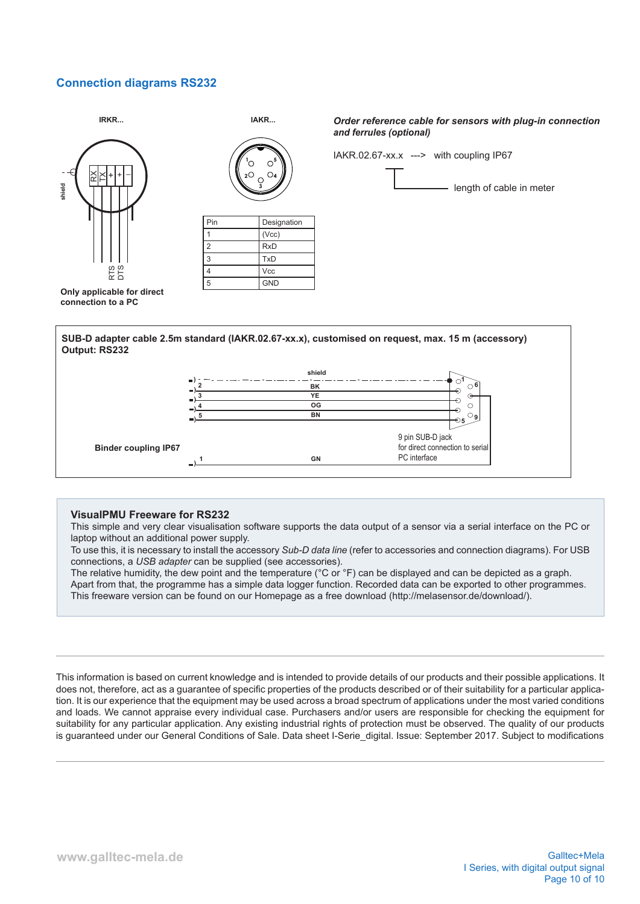## Connection diagrams RS232

IRKR...

shield

RX TX + + –

RTS DTS

**Only applicable for direct connection to a PC**

IAKR...

| Pin | Designation |
|---|---|
| 1 | (Vcc) |
| 2 | RxD |
| 3 | TxD |
| 4 | Vcc |
| 5 | GND |

***Order reference cable for sensors with plug-in connection and ferrules (optional)***

IAKR.02.67-xx.x ---> with coupling IP67

length of cable in meter

**SUB-D adapter cable 2.5m standard (IAKR.02.67-xx.x), customised on request, max. 15 m (accessory)**
**Output: RS232**

shield

BK

YE

OG

BN

GN

**Binder coupling IP67**

9 pin SUB-D jack
for direct connection to serial
PC interface

### VisualPMU Freeware for RS232

This simple and very clear visualisation software supports the data output of a sensor via a serial interface on the PC or laptop without an additional power supply.
To use this, it is necessary to install the accessory *Sub-D data line* (refer to accessories and connection diagrams). For USB connections, a *USB adapter* can be supplied (see accessories).
The relative humidity, the dew point and the temperature (°C or °F) can be displayed and can be depicted as a graph.
Apart from that, the programme has a simple data logger function. Recorded data can be exported to other programmes.
This freeware version can be found on our Homepage as a free download (http://melasensor.de/download/).

---

This information is based on current knowledge and is intended to provide details of our products and their possible applications. It does not, therefore, act as a guarantee of specific properties of the products described or of their suitability for a particular application. It is our experience that the equipment may be used across a broad spectrum of applications under the most varied conditions and loads. We cannot appraise every individual case. Purchasers and/or users are responsible for checking the equipment for suitability for any particular application. Any existing industrial rights of protection must be observed. The quality of our products is guaranteed under our General Conditions of Sale. Data sheet I-Serie_digital. Issue: September 2017. Subject to modifications